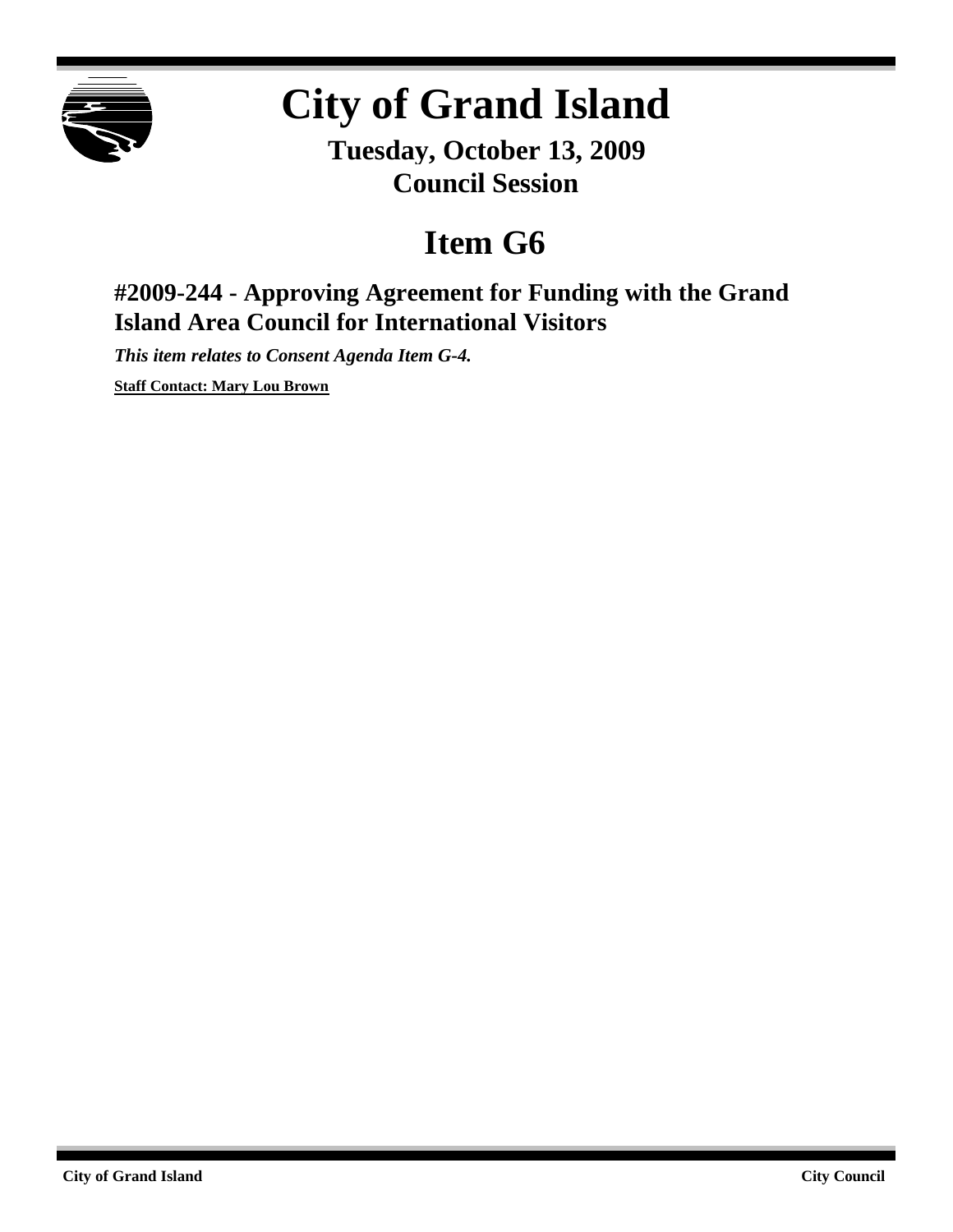# City of Grand Island

**Tuesday, October 13, 2009**
**Council Session**

# Item G6

## #2009-244 - Approving Agreement for Funding with the Grand Island Area Council for International Visitors

***This item relates to Consent Agenda Item G-4.***

**Staff Contact: Mary Lou Brown**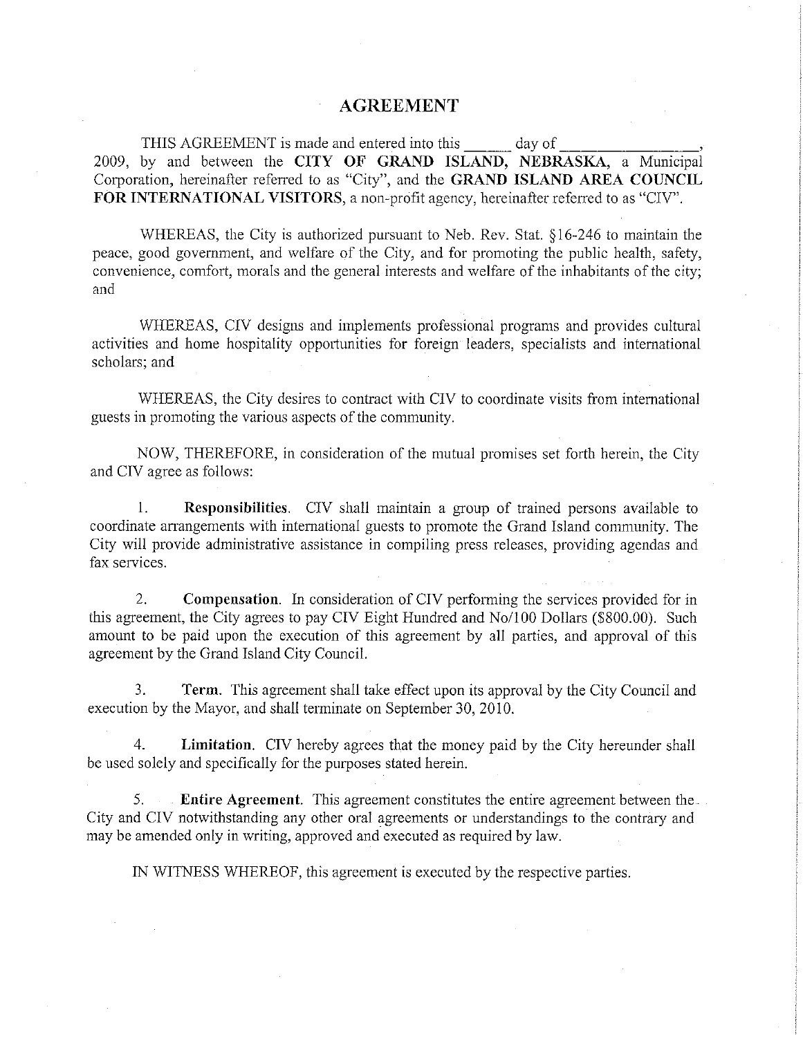# AGREEMENT

THIS AGREEMENT is made and entered into this ______ day of ________________, 2009, by and between the **CITY OF GRAND ISLAND, NEBRASKA,** a Municipal Corporation, hereinafter referred to as "City", and the **GRAND ISLAND AREA COUNCIL FOR INTERNATIONAL VISITORS**, a non-profit agency, hereinafter referred to as "CIV".

WHEREAS, the City is authorized pursuant to Neb. Rev. Stat. §16-246 to maintain the peace, good government, and welfare of the City, and for promoting the public health, safety, convenience, comfort, morals and the general interests and welfare of the inhabitants of the city; and

WHEREAS, CIV designs and implements professional programs and provides cultural activities and home hospitality opportunities for foreign leaders, specialists and international scholars; and

WHEREAS, the City desires to contract with CIV to coordinate visits from international guests in promoting the various aspects of the community.

NOW, THEREFORE, in consideration of the mutual promises set forth herein, the City and CIV agree as follows:

1. **Responsibilities**. CIV shall maintain a group of trained persons available to coordinate arrangements with international guests to promote the Grand Island community. The City will provide administrative assistance in compiling press releases, providing agendas and fax services.

2. **Compensation**. In consideration of CIV performing the services provided for in this agreement, the City agrees to pay CIV Eight Hundred and No/100 Dollars ($800.00). Such amount to be paid upon the execution of this agreement by all parties, and approval of this agreement by the Grand Island City Council.

3. **Term**. This agreement shall take effect upon its approval by the City Council and execution by the Mayor, and shall terminate on September 30, 2010.

4. **Limitation**. CIV hereby agrees that the money paid by the City hereunder shall be used solely and specifically for the purposes stated herein.

5. **Entire Agreement**. This agreement constitutes the entire agreement between the City and CIV notwithstanding any other oral agreements or understandings to the contrary and may be amended only in writing, approved and executed as required by law.

IN WITNESS WHEREOF, this agreement is executed by the respective parties.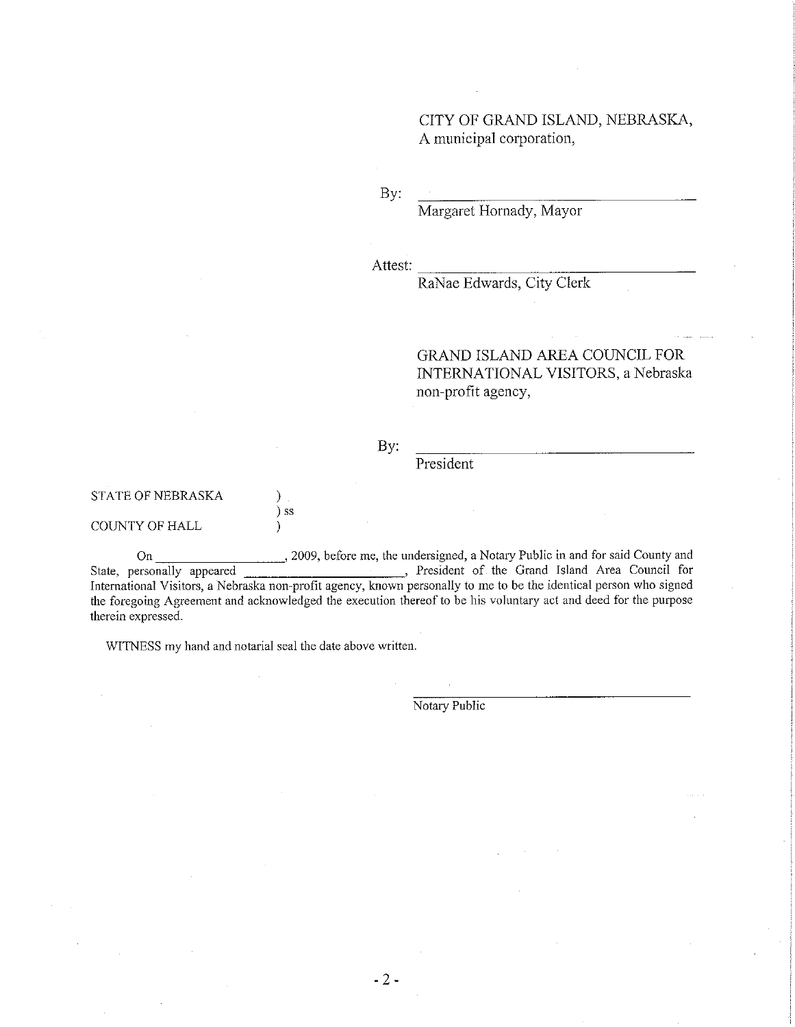CITY OF GRAND ISLAND, NEBRASKA,
A municipal corporation,

By: ______________________________
Margaret Hornady, Mayor

Attest: ______________________________
RaNae Edwards, City Clerk

GRAND ISLAND AREA COUNCIL FOR INTERNATIONAL VISITORS, a Nebraska non-profit agency,

By: ______________________________
President

STATE OF NEBRASKA )
) ss
COUNTY OF HALL )

On __________________, 2009, before me, the undersigned, a Notary Public in and for said County and State, personally appeared ______________________, President of the Grand Island Area Council for International Visitors, a Nebraska non-profit agency, known personally to me to be the identical person who signed the foregoing Agreement and acknowledged the execution thereof to be his voluntary act and deed for the purpose therein expressed.

WITNESS my hand and notarial seal the date above written.

______________________________
Notary Public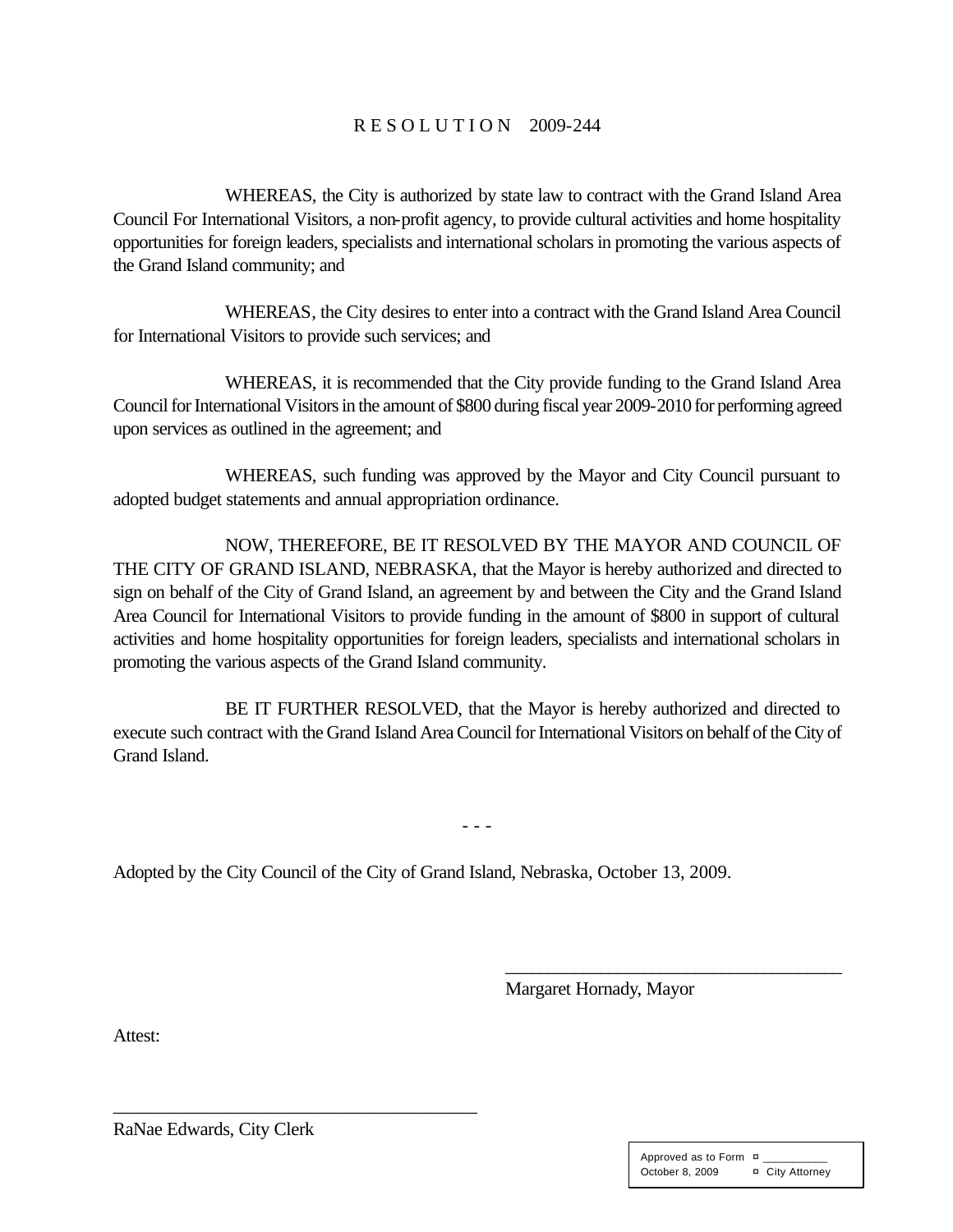# RESOLUTION 2009-244

WHEREAS, the City is authorized by state law to contract with the Grand Island Area Council For International Visitors, a non-profit agency, to provide cultural activities and home hospitality opportunities for foreign leaders, specialists and international scholars in promoting the various aspects of the Grand Island community; and

WHEREAS, the City desires to enter into a contract with the Grand Island Area Council for International Visitors to provide such services; and

WHEREAS, it is recommended that the City provide funding to the Grand Island Area Council for International Visitors in the amount of $800 during fiscal year 2009-2010 for performing agreed upon services as outlined in the agreement; and

WHEREAS, such funding was approved by the Mayor and City Council pursuant to adopted budget statements and annual appropriation ordinance.

NOW, THEREFORE, BE IT RESOLVED BY THE MAYOR AND COUNCIL OF THE CITY OF GRAND ISLAND, NEBRASKA, that the Mayor is hereby authorized and directed to sign on behalf of the City of Grand Island, an agreement by and between the City and the Grand Island Area Council for International Visitors to provide funding in the amount of $800 in support of cultural activities and home hospitality opportunities for foreign leaders, specialists and international scholars in promoting the various aspects of the Grand Island community.

BE IT FURTHER RESOLVED, that the Mayor is hereby authorized and directed to execute such contract with the Grand Island Area Council for International Visitors on behalf of the City of Grand Island.

- - -

Adopted by the City Council of the City of Grand Island, Nebraska, October 13, 2009.

_____________________________________
Margaret Hornady, Mayor

Attest:

_____________________________________
RaNae Edwards, City Clerk

Approved as to Form ¤ __________
October 8, 2009 ¤ City Attorney